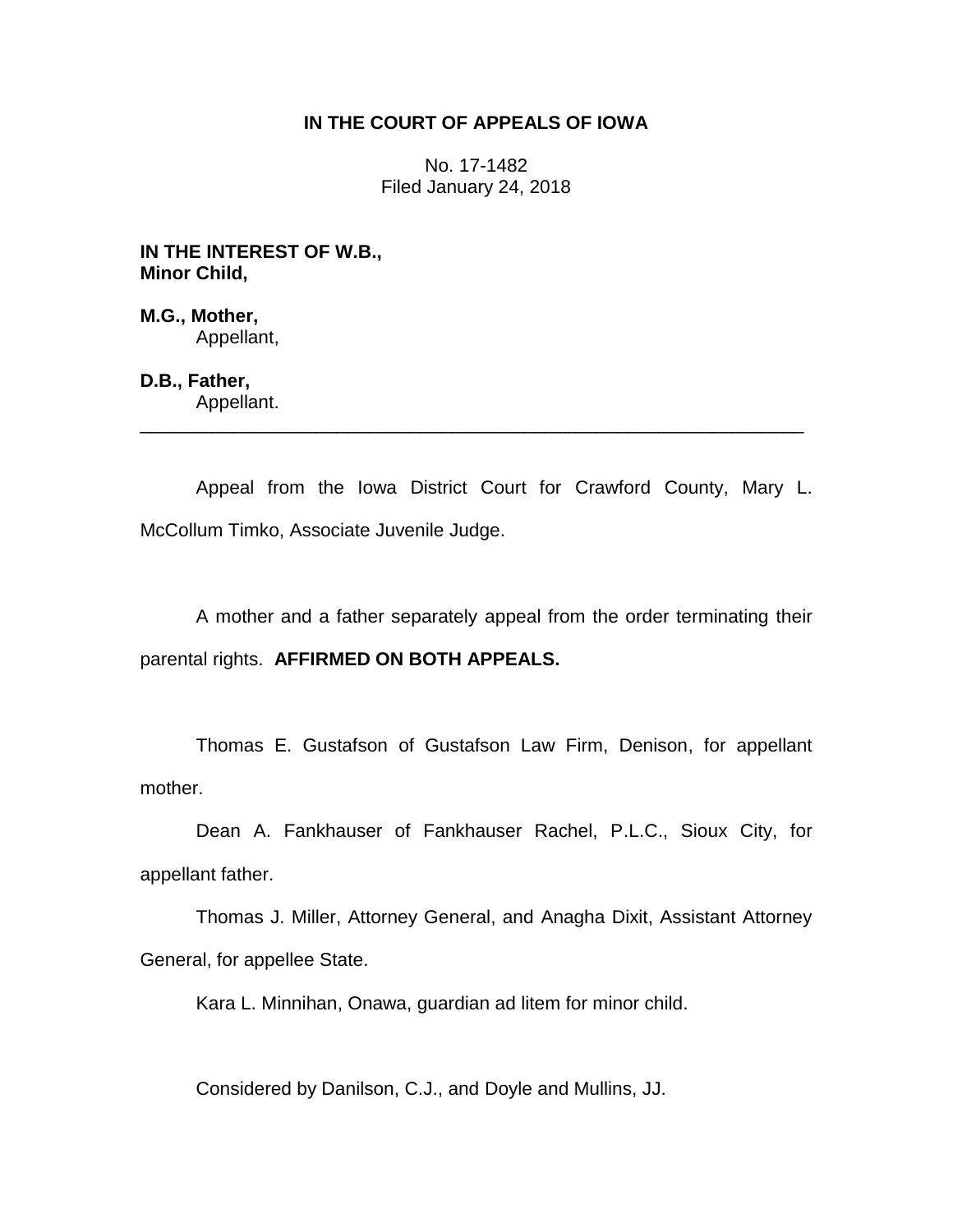# IN THE COURT OF APPEALS OF IOWA

No. 17-1482
Filed January 24, 2018

**IN THE INTEREST OF W.B.,**
**Minor Child,**

**M.G., Mother,**
Appellant,

**D.B., Father,**
Appellant.

---

Appeal from the Iowa District Court for Crawford County, Mary L. McCollum Timko, Associate Juvenile Judge.

A mother and a father separately appeal from the order terminating their parental rights. **AFFIRMED ON BOTH APPEALS.**

Thomas E. Gustafson of Gustafson Law Firm, Denison, for appellant mother.

Dean A. Fankhauser of Fankhauser Rachel, P.L.C., Sioux City, for appellant father.

Thomas J. Miller, Attorney General, and Anagha Dixit, Assistant Attorney General, for appellee State.

Kara L. Minnihan, Onawa, guardian ad litem for minor child.

Considered by Danilson, C.J., and Doyle and Mullins, JJ.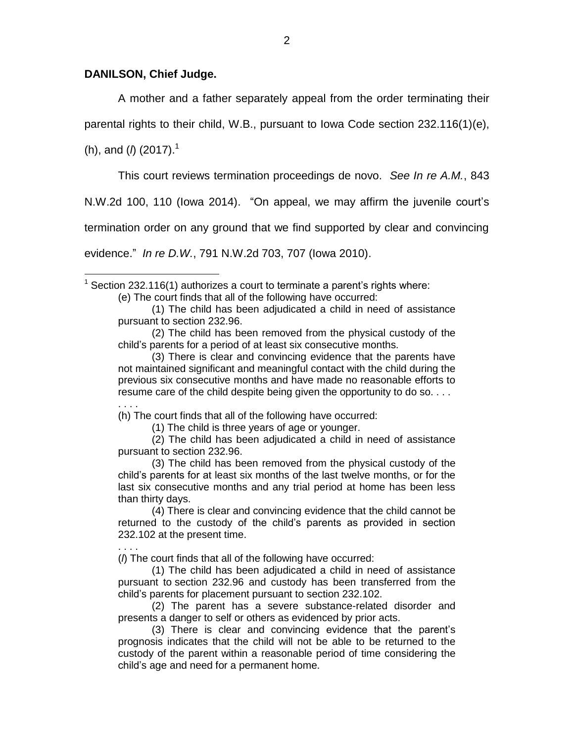**DANILSON, Chief Judge.**

A mother and a father separately appeal from the order terminating their parental rights to their child, W.B., pursuant to Iowa Code section 232.116(1)(e), (h), and (*l*) (2017).[1]

This court reviews termination proceedings de novo. *See In re A.M.*, 843 N.W.2d 100, 110 (Iowa 2014). "On appeal, we may affirm the juvenile court's termination order on any ground that we find supported by clear and convincing evidence." *In re D.W.*, 791 N.W.2d 703, 707 (Iowa 2010).

---

[1] Section 232.116(1) authorizes a court to terminate a parent's rights where:

> (e) The court finds that all of the following have occurred:
>
> (1) The child has been adjudicated a child in need of assistance pursuant to section 232.96.
>
> (2) The child has been removed from the physical custody of the child's parents for a period of at least six consecutive months.
>
> (3) There is clear and convincing evidence that the parents have not maintained significant and meaningful contact with the child during the previous six consecutive months and have made no reasonable efforts to resume care of the child despite being given the opportunity to do so. . . .
>
> . . . .
>
> (h) The court finds that all of the following have occurred:
>
> (1) The child is three years of age or younger.
>
> (2) The child has been adjudicated a child in need of assistance pursuant to section 232.96.
>
> (3) The child has been removed from the physical custody of the child's parents for at least six months of the last twelve months, or for the last six consecutive months and any trial period at home has been less than thirty days.
>
> (4) There is clear and convincing evidence that the child cannot be returned to the custody of the child's parents as provided in section 232.102 at the present time.
>
> . . . .
>
> (*l*) The court finds that all of the following have occurred:
>
> (1) The child has been adjudicated a child in need of assistance pursuant to section 232.96 and custody has been transferred from the child's parents for placement pursuant to section 232.102.
>
> (2) The parent has a severe substance-related disorder and presents a danger to self or others as evidenced by prior acts.
>
> (3) There is clear and convincing evidence that the parent's prognosis indicates that the child will not be able to be returned to the custody of the parent within a reasonable period of time considering the child's age and need for a permanent home.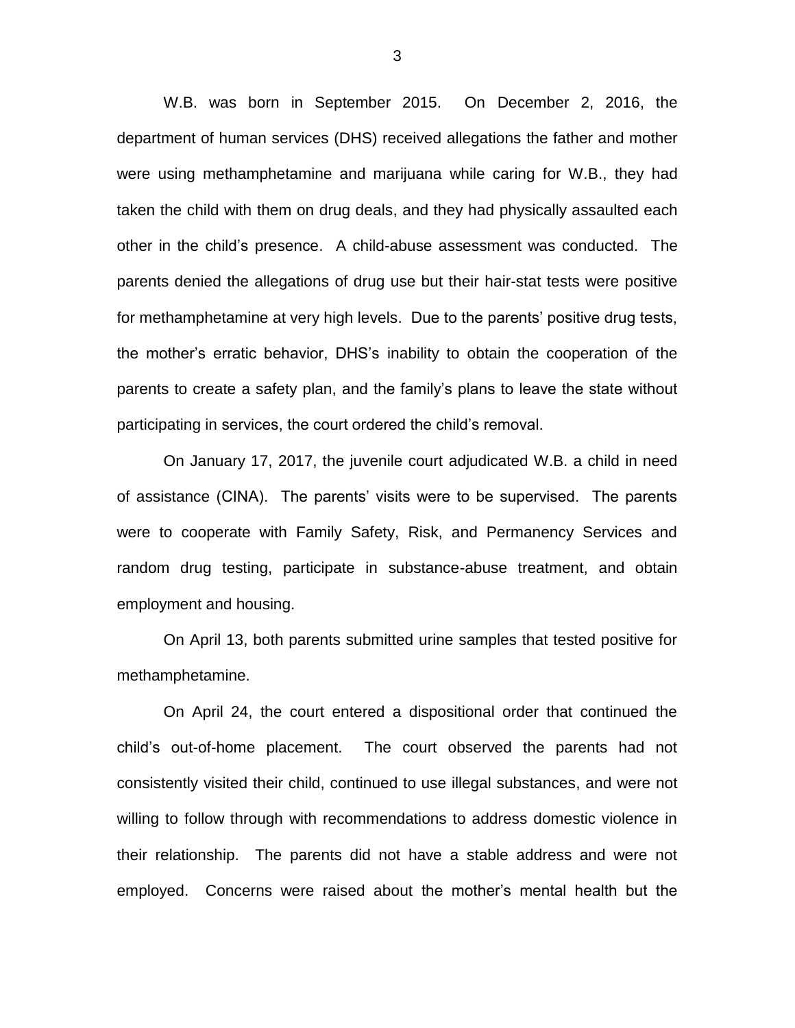W.B. was born in September 2015. On December 2, 2016, the department of human services (DHS) received allegations the father and mother were using methamphetamine and marijuana while caring for W.B., they had taken the child with them on drug deals, and they had physically assaulted each other in the child's presence. A child-abuse assessment was conducted. The parents denied the allegations of drug use but their hair-stat tests were positive for methamphetamine at very high levels. Due to the parents' positive drug tests, the mother's erratic behavior, DHS's inability to obtain the cooperation of the parents to create a safety plan, and the family's plans to leave the state without participating in services, the court ordered the child's removal.

On January 17, 2017, the juvenile court adjudicated W.B. a child in need of assistance (CINA). The parents' visits were to be supervised. The parents were to cooperate with Family Safety, Risk, and Permanency Services and random drug testing, participate in substance-abuse treatment, and obtain employment and housing.

On April 13, both parents submitted urine samples that tested positive for methamphetamine.

On April 24, the court entered a dispositional order that continued the child's out-of-home placement. The court observed the parents had not consistently visited their child, continued to use illegal substances, and were not willing to follow through with recommendations to address domestic violence in their relationship. The parents did not have a stable address and were not employed. Concerns were raised about the mother's mental health but the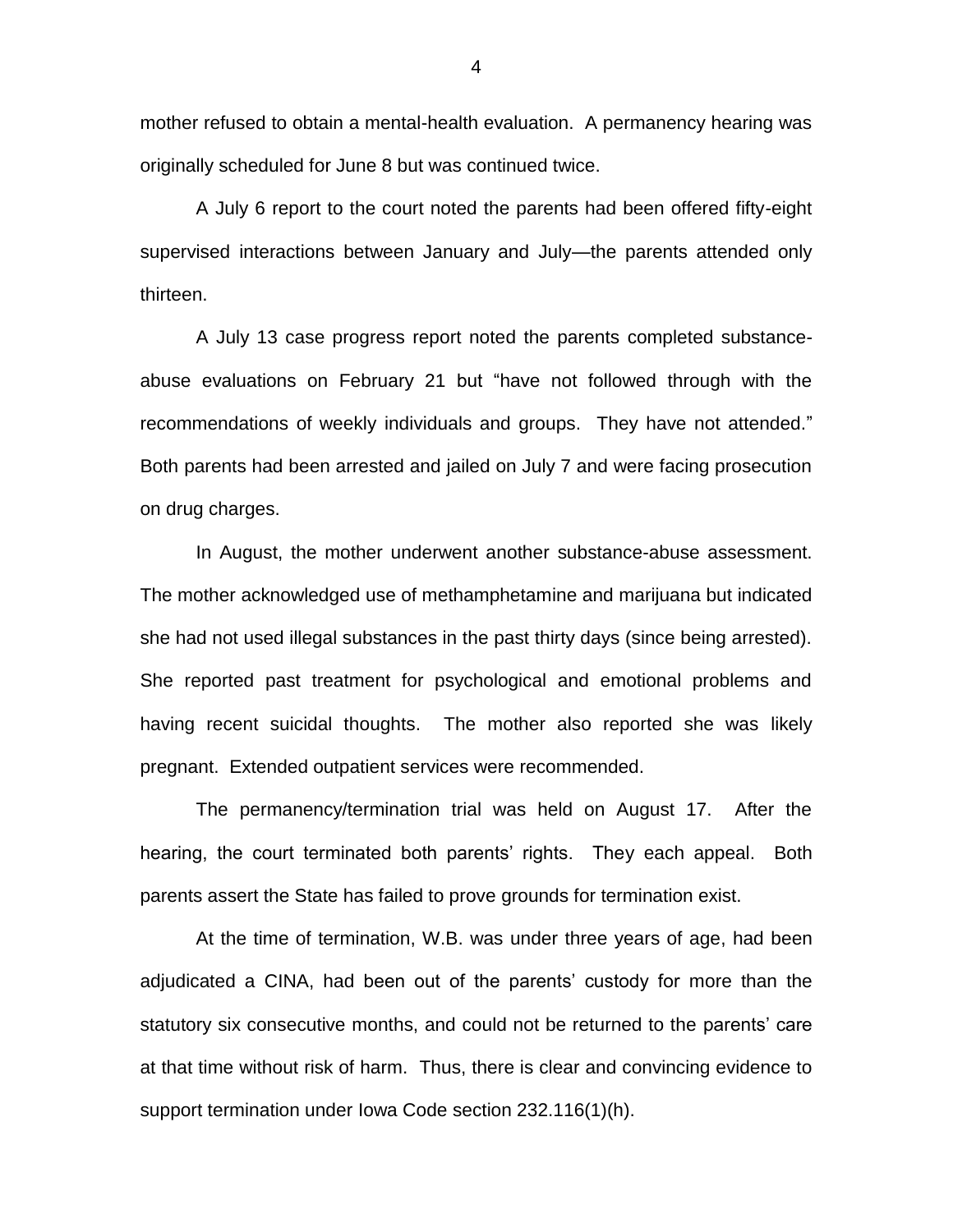mother refused to obtain a mental-health evaluation. A permanency hearing was originally scheduled for June 8 but was continued twice.

A July 6 report to the court noted the parents had been offered fifty-eight supervised interactions between January and July—the parents attended only thirteen.

A July 13 case progress report noted the parents completed substance-abuse evaluations on February 21 but "have not followed through with the recommendations of weekly individuals and groups. They have not attended." Both parents had been arrested and jailed on July 7 and were facing prosecution on drug charges.

In August, the mother underwent another substance-abuse assessment. The mother acknowledged use of methamphetamine and marijuana but indicated she had not used illegal substances in the past thirty days (since being arrested). She reported past treatment for psychological and emotional problems and having recent suicidal thoughts. The mother also reported she was likely pregnant. Extended outpatient services were recommended.

The permanency/termination trial was held on August 17. After the hearing, the court terminated both parents' rights. They each appeal. Both parents assert the State has failed to prove grounds for termination exist.

At the time of termination, W.B. was under three years of age, had been adjudicated a CINA, had been out of the parents' custody for more than the statutory six consecutive months, and could not be returned to the parents' care at that time without risk of harm. Thus, there is clear and convincing evidence to support termination under Iowa Code section 232.116(1)(h).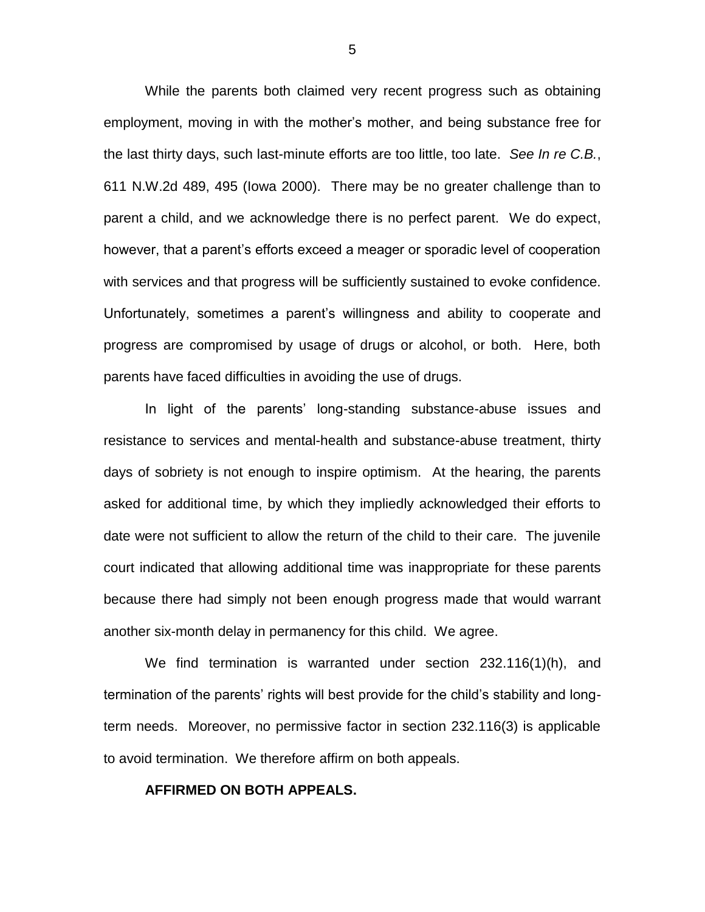While the parents both claimed very recent progress such as obtaining employment, moving in with the mother's mother, and being substance free for the last thirty days, such last-minute efforts are too little, too late. *See In re C.B.*, 611 N.W.2d 489, 495 (Iowa 2000). There may be no greater challenge than to parent a child, and we acknowledge there is no perfect parent. We do expect, however, that a parent's efforts exceed a meager or sporadic level of cooperation with services and that progress will be sufficiently sustained to evoke confidence. Unfortunately, sometimes a parent's willingness and ability to cooperate and progress are compromised by usage of drugs or alcohol, or both. Here, both parents have faced difficulties in avoiding the use of drugs.

In light of the parents' long-standing substance-abuse issues and resistance to services and mental-health and substance-abuse treatment, thirty days of sobriety is not enough to inspire optimism. At the hearing, the parents asked for additional time, by which they impliedly acknowledged their efforts to date were not sufficient to allow the return of the child to their care. The juvenile court indicated that allowing additional time was inappropriate for these parents because there had simply not been enough progress made that would warrant another six-month delay in permanency for this child. We agree.

We find termination is warranted under section 232.116(1)(h), and termination of the parents' rights will best provide for the child's stability and long-term needs. Moreover, no permissive factor in section 232.116(3) is applicable to avoid termination. We therefore affirm on both appeals.

**AFFIRMED ON BOTH APPEALS.**